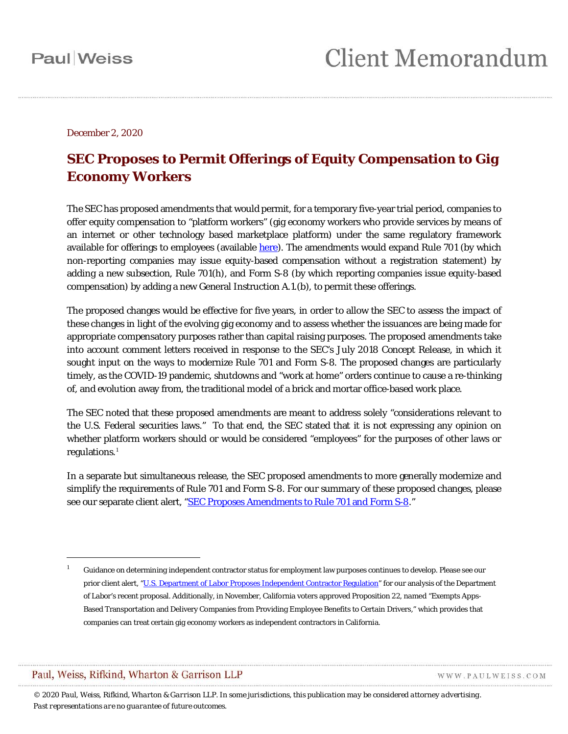December 2, 2020

# SEC Proposes to Permit Offerings of Equity Compensation to Gig Economy Workers

The SEC has proposed amendments that would permit, for a temporary five-year trial period, companies to offer equity compensation to "platform workers" (gig economy workers who provide services by means of an internet or other technology based marketplace platform) under the same regulatory framework available for offerings to employees (available here). The amendments would expand Rule 701 (by which non-reporting companies may issue equity-based compensation without a registration statement) by adding a new subsection, Rule 701(h), and Form S-8 (by which reporting companies issue equity-based compensation) by adding a new General Instruction A.1.(b), to permit these offerings.

The proposed changes would be effective for five years, in order to allow the SEC to assess the impact of these changes in light of the evolving gig economy and to assess whether the issuances are being made for appropriate compensatory purposes rather than capital raising purposes. The proposed amendments take into account comment letters received in response to the SEC's July 2018 Concept Release, in which it sought input on the ways to modernize Rule 701 and Form S-8. The proposed changes are particularly timely, as the COVID-19 pandemic, shutdowns and "work at home" orders continue to cause a re-thinking of, and evolution away from, the traditional model of a brick and mortar office-based work place.

The SEC noted that these proposed amendments are meant to address solely "considerations relevant to the U.S. Federal securities laws." To that end, the SEC stated that it is not expressing any opinion on whether platform workers should or would be considered "employees" for the purposes of other laws or regulations.[1]

In a separate but simultaneous release, the SEC proposed amendments to more generally modernize and simplify the requirements of Rule 701 and Form S-8. For our summary of these proposed changes, please see our separate client alert, "SEC Proposes Amendments to Rule 701 and Form S-8."

---

[1] Guidance on determining independent contractor status for employment law purposes continues to develop. Please see our prior client alert, "U.S. Department of Labor Proposes Independent Contractor Regulation" for our analysis of the Department of Labor's recent proposal. Additionally, in November, California voters approved Proposition 22, named "Exempts Apps-Based Transportation and Delivery Companies from Providing Employee Benefits to Certain Drivers," which provides that companies can treat certain gig economy workers as independent contractors in California.

*© 2020 Paul, Weiss, Rifkind, Wharton & Garrison LLP. In some jurisdictions, this publication may be considered attorney advertising. Past representations are no guarantee of future outcomes.*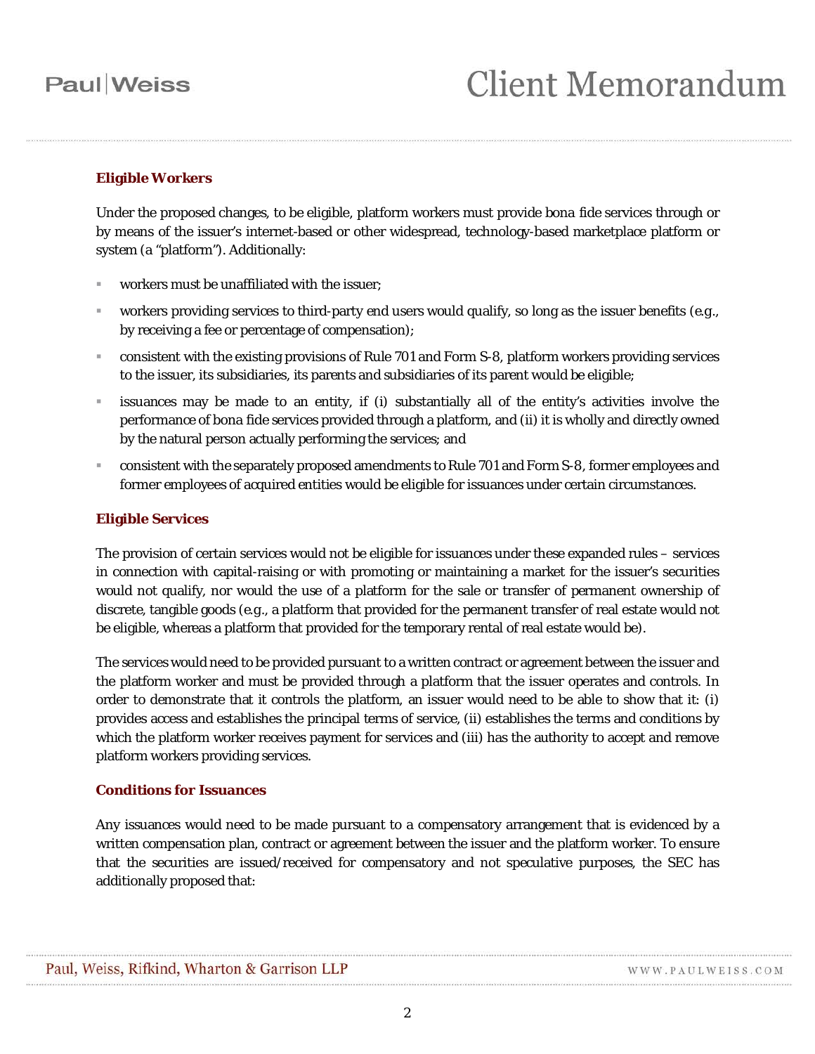### Eligible Workers

Under the proposed changes, to be eligible, platform workers must provide bona fide services through or by means of the issuer's internet-based or other widespread, technology-based marketplace platform or system (a "platform"). Additionally:

- workers must be unaffiliated with the issuer;
- workers providing services to third-party end users would qualify, so long as the issuer benefits (e.g., by receiving a fee or percentage of compensation);
- consistent with the existing provisions of Rule 701 and Form S-8, platform workers providing services to the issuer, its subsidiaries, its parents and subsidiaries of its parent would be eligible;
- issuances may be made to an entity, if (i) substantially all of the entity's activities involve the performance of bona fide services provided through a platform, and (ii) it is wholly and directly owned by the natural person actually performing the services; and
- consistent with the separately proposed amendments to Rule 701 and Form S-8, former employees and former employees of acquired entities would be eligible for issuances under certain circumstances.

### Eligible Services

The provision of certain services would not be eligible for issuances under these expanded rules – services in connection with capital-raising or with promoting or maintaining a market for the issuer's securities would not qualify, nor would the use of a platform for the sale or transfer of permanent ownership of discrete, tangible goods (e.g., a platform that provided for the permanent transfer of real estate would not be eligible, whereas a platform that provided for the temporary rental of real estate would be).

The services would need to be provided pursuant to a written contract or agreement between the issuer and the platform worker and must be provided through a platform that the issuer operates and controls. In order to demonstrate that it controls the platform, an issuer would need to be able to show that it: (i) provides access and establishes the principal terms of service, (ii) establishes the terms and conditions by which the platform worker receives payment for services and (iii) has the authority to accept and remove platform workers providing services.

### Conditions for Issuances

Any issuances would need to be made pursuant to a compensatory arrangement that is evidenced by a written compensation plan, contract or agreement between the issuer and the platform worker. To ensure that the securities are issued/received for compensatory and not speculative purposes, the SEC has additionally proposed that: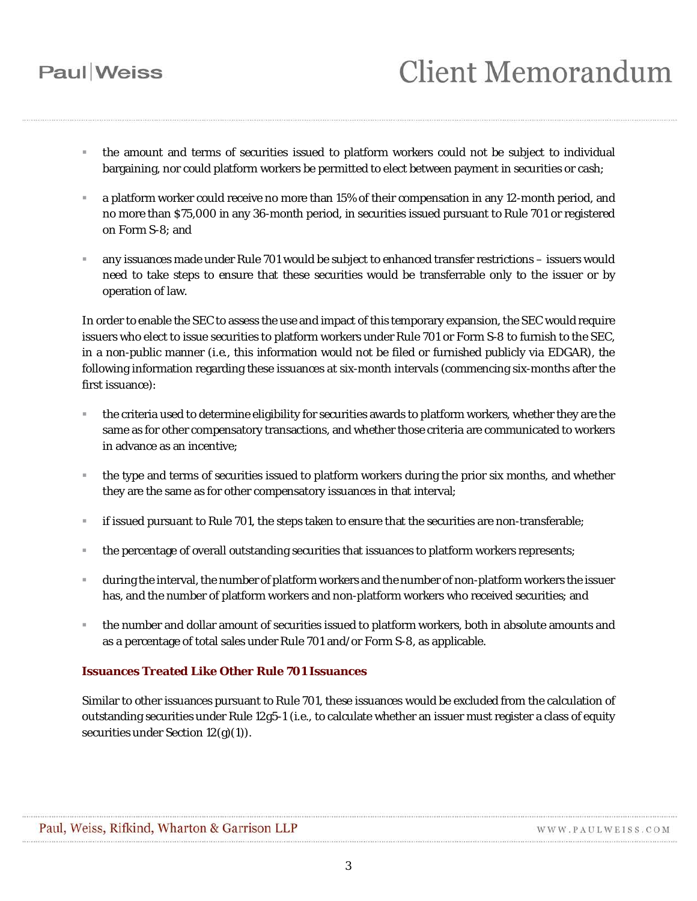- the amount and terms of securities issued to platform workers could not be subject to individual bargaining, nor could platform workers be permitted to elect between payment in securities or cash;
- a platform worker could receive no more than 15% of their compensation in any 12-month period, and no more than $75,000 in any 36-month period, in securities issued pursuant to Rule 701 or registered on Form S-8; and
- any issuances made under Rule 701 would be subject to enhanced transfer restrictions – issuers would need to take steps to ensure that these securities would be transferrable only to the issuer or by operation of law.

In order to enable the SEC to assess the use and impact of this temporary expansion, the SEC would require issuers who elect to issue securities to platform workers under Rule 701 or Form S-8 to furnish to the SEC, in a non-public manner (i.e., this information would not be filed or furnished publicly via EDGAR), the following information regarding these issuances at six-month intervals (commencing six-months after the first issuance):

- the criteria used to determine eligibility for securities awards to platform workers, whether they are the same as for other compensatory transactions, and whether those criteria are communicated to workers in advance as an incentive;
- the type and terms of securities issued to platform workers during the prior six months, and whether they are the same as for other compensatory issuances in that interval;
- if issued pursuant to Rule 701, the steps taken to ensure that the securities are non-transferable;
- the percentage of overall outstanding securities that issuances to platform workers represents;
- during the interval, the number of platform workers and the number of non-platform workers the issuer has, and the number of platform workers and non-platform workers who received securities; and
- the number and dollar amount of securities issued to platform workers, both in absolute amounts and as a percentage of total sales under Rule 701 and/or Form S-8, as applicable.

### Issuances Treated Like Other Rule 701 Issuances

Similar to other issuances pursuant to Rule 701, these issuances would be excluded from the calculation of outstanding securities under Rule 12g5-1 (i.e., to calculate whether an issuer must register a class of equity securities under Section 12(g)(1)).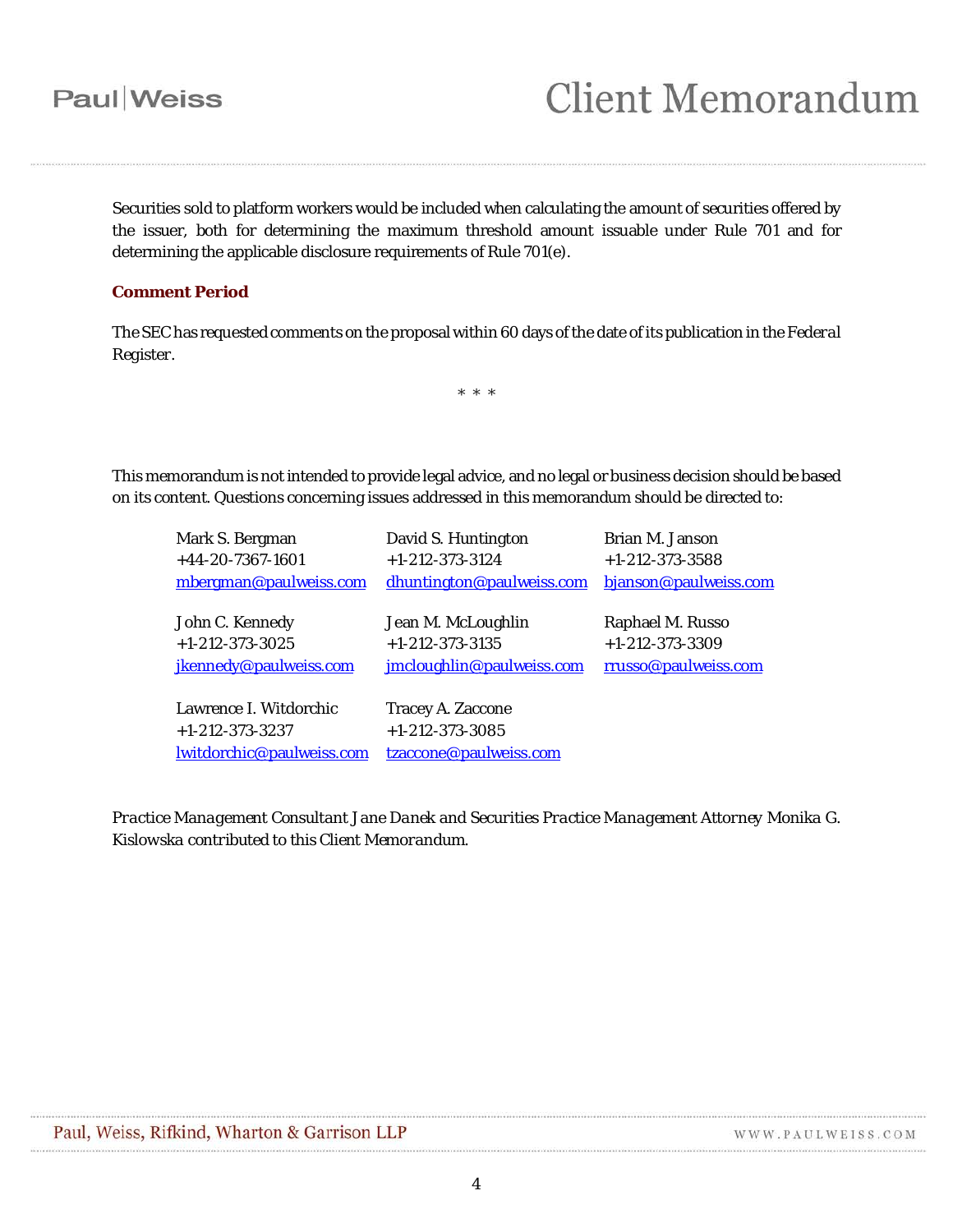Securities sold to platform workers would be included when calculating the amount of securities offered by the issuer, both for determining the maximum threshold amount issuable under Rule 701 and for determining the applicable disclosure requirements of Rule 701(e).

### Comment Period

The SEC has requested comments on the proposal within 60 days of the date of its publication in the *Federal Register*.

\* \* \*

This memorandum is not intended to provide legal advice, and no legal or business decision should be based on its content. Questions concerning issues addressed in this memorandum should be directed to:

| | | |
|---|---|---|
| Mark S. Bergman<br>+44-20-7367-1601<br>mbergman@paulweiss.com | David S. Huntington<br>+1-212-373-3124<br>dhuntington@paulweiss.com | Brian M. Janson<br>+1-212-373-3588<br>bjanson@paulweiss.com |
| John C. Kennedy<br>+1-212-373-3025<br>jkennedy@paulweiss.com | Jean M. McLoughlin<br>+1-212-373-3135<br>jmcloughlin@paulweiss.com | Raphael M. Russo<br>+1-212-373-3309<br>rrusso@paulweiss.com |
| Lawrence I. Witdorchic<br>+1-212-373-3237<br>lwitdorchic@paulweiss.com | Tracey A. Zaccone<br>+1-212-373-3085<br>tzaccone@paulweiss.com | |

*Practice Management Consultant Jane Danek and Securities Practice Management Attorney Monika G. Kislowska contributed to this Client Memorandum.*